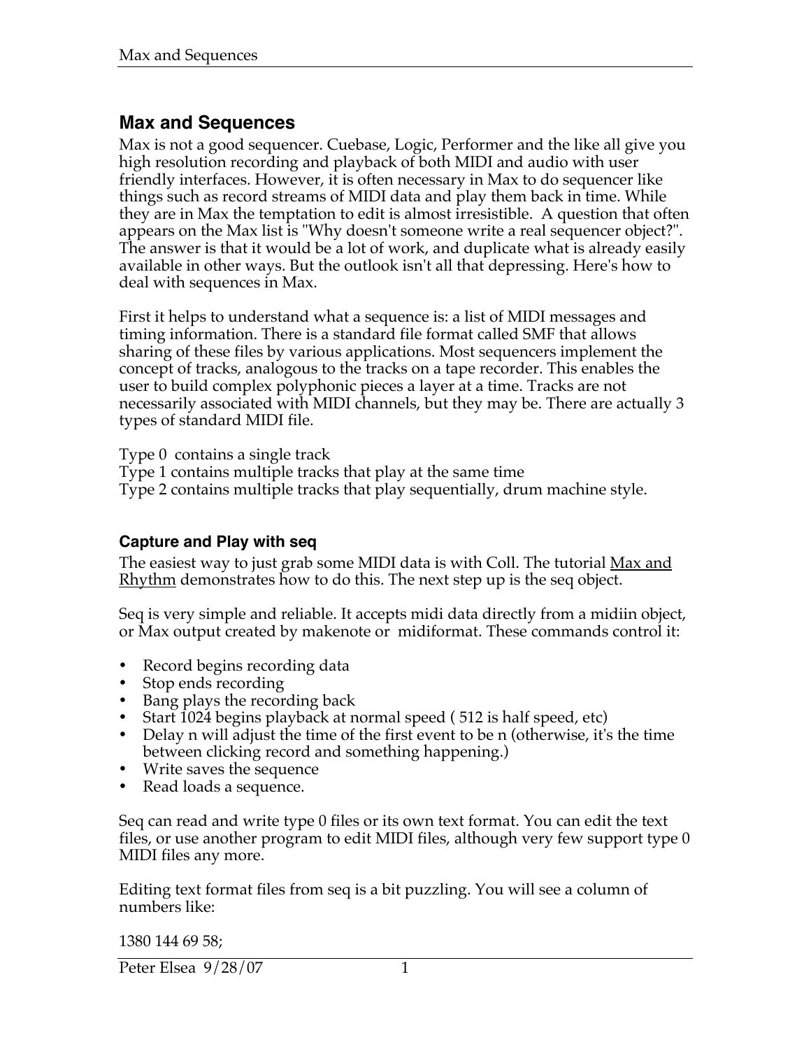# Max and Sequences

Max is not a good sequencer. Cuebase, Logic, Performer and the like all give you high resolution recording and playback of both MIDI and audio with user friendly interfaces. However, it is often necessary in Max to do sequencer like things such as record streams of MIDI data and play them back in time. While they are in Max the temptation to edit is almost irresistible. A question that often appears on the Max list is "Why doesn't someone write a real sequencer object?". The answer is that it would be a lot of work, and duplicate what is already easily available in other ways. But the outlook isn't all that depressing. Here's how to deal with sequences in Max.

First it helps to understand what a sequence is: a list of MIDI messages and timing information. There is a standard file format called SMF that allows sharing of these files by various applications. Most sequencers implement the concept of tracks, analogous to the tracks on a tape recorder. This enables the user to build complex polyphonic pieces a layer at a time. Tracks are not necessarily associated with MIDI channels, but they may be. There are actually 3 types of standard MIDI file.

Type 0 contains a single track
Type 1 contains multiple tracks that play at the same time
Type 2 contains multiple tracks that play sequentially, drum machine style.

## Capture and Play with seq

The easiest way to just grab some MIDI data is with Coll. The tutorial Max and Rhythm demonstrates how to do this. The next step up is the seq object.

Seq is very simple and reliable. It accepts midi data directly from a midiin object, or Max output created by makenote or midiformat. These commands control it:

- Record begins recording data
- Stop ends recording
- Bang plays the recording back
- Start 1024 begins playback at normal speed ( 512 is half speed, etc)
- Delay n will adjust the time of the first event to be n (otherwise, it's the time between clicking record and something happening.)
- Write saves the sequence
- Read loads a sequence.

Seq can read and write type 0 files or its own text format. You can edit the text files, or use another program to edit MIDI files, although very few support type 0 MIDI files any more.

Editing text format files from seq is a bit puzzling. You will see a column of numbers like:

1380 144 69 58;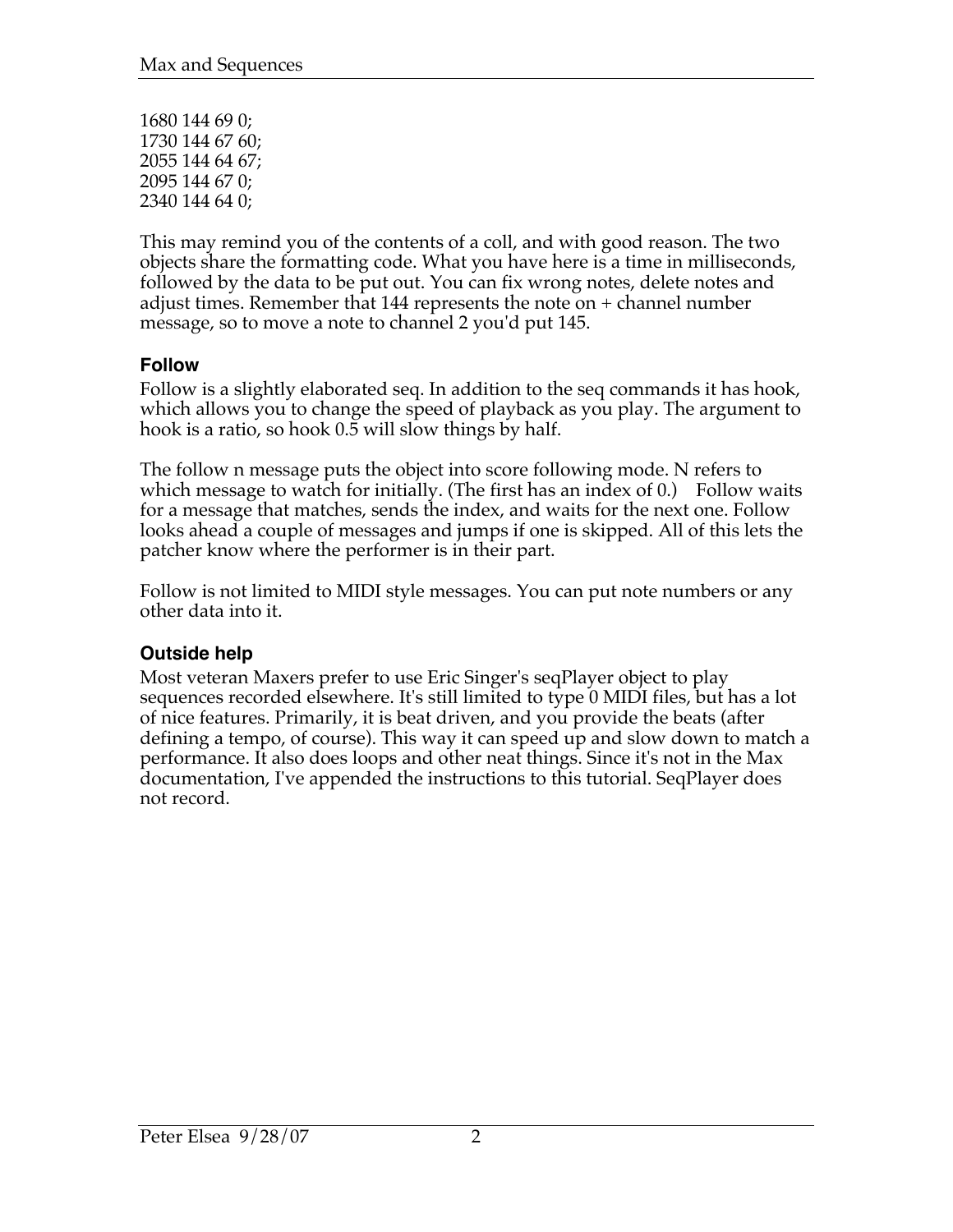```
1680 144 69 0;
1730 144 67 60;
2055 144 64 67;
2095 144 67 0;
2340 144 64 0;
```

This may remind you of the contents of a coll, and with good reason. The two objects share the formatting code. What you have here is a time in milliseconds, followed by the data to be put out. You can fix wrong notes, delete notes and adjust times. Remember that 144 represents the note on + channel number message, so to move a note to channel 2 you'd put 145.

### Follow

Follow is a slightly elaborated seq. In addition to the seq commands it has hook, which allows you to change the speed of playback as you play. The argument to hook is a ratio, so hook 0.5 will slow things by half.

The follow n message puts the object into score following mode. N refers to which message to watch for initially. (The first has an index of 0.) Follow waits for a message that matches, sends the index, and waits for the next one. Follow looks ahead a couple of messages and jumps if one is skipped. All of this lets the patcher know where the performer is in their part.

Follow is not limited to MIDI style messages. You can put note numbers or any other data into it.

### Outside help

Most veteran Maxers prefer to use Eric Singer's seqPlayer object to play sequences recorded elsewhere. It's still limited to type 0 MIDI files, but has a lot of nice features. Primarily, it is beat driven, and you provide the beats (after defining a tempo, of course). This way it can speed up and slow down to match a performance. It also does loops and other neat things. Since it's not in the Max documentation, I've appended the instructions to this tutorial. SeqPlayer does not record.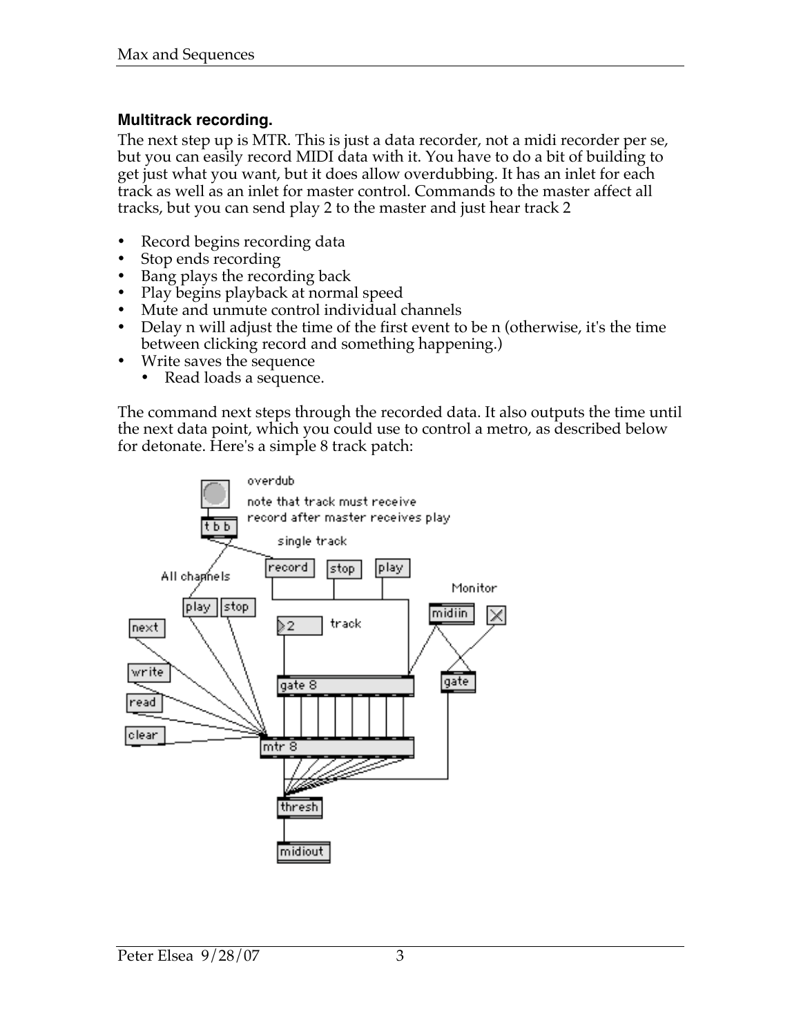### Multitrack recording.

The next step up is MTR. This is just a data recorder, not a midi recorder per se, but you can easily record MIDI data with it. You have to do a bit of building to get just what you want, but it does allow overdubbing. It has an inlet for each track as well as an inlet for master control. Commands to the master affect all tracks, but you can send play 2 to the master and just hear track 2

- Record begins recording data
- Stop ends recording
- Bang plays the recording back
- Play begins playback at normal speed
- Mute and unmute control individual channels
- Delay n will adjust the time of the first event to be n (otherwise, it's the time between clicking record and something happening.)
- Write saves the sequence
  - Read loads a sequence.

The command next steps through the recorded data. It also outputs the time until the next data point, which you could use to control a metro, as described below for detonate. Here's a simple 8 track patch: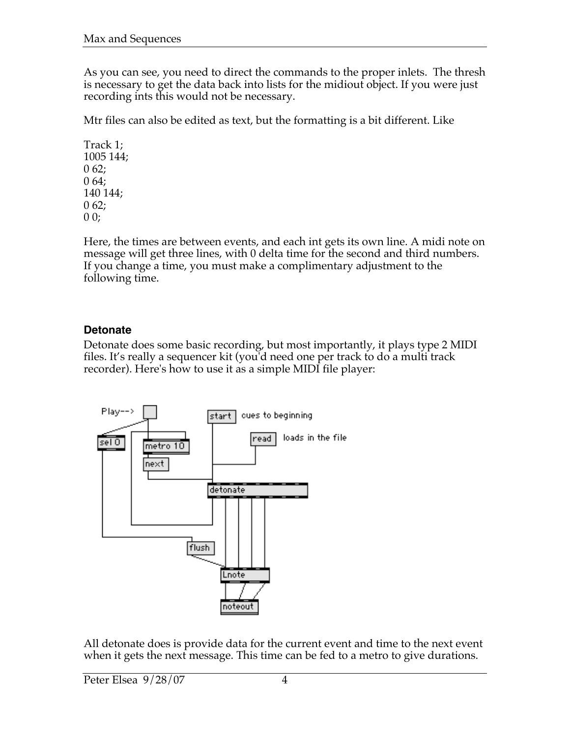As you can see, you need to direct the commands to the proper inlets. The thresh is necessary to get the data back into lists for the midiout object. If you were just recording ints this would not be necessary.

Mtr files can also be edited as text, but the formatting is a bit different. Like

Track 1;
1005 144;
0 62;
0 64;
140 144;
0 62;
0 0;

Here, the times are between events, and each int gets its own line. A midi note on message will get three lines, with 0 delta time for the second and third numbers. If you change a time, you must make a complimentary adjustment to the following time.

### Detonate

Detonate does some basic recording, but most importantly, it plays type 2 MIDI files. It's really a sequencer kit (you'd need one per track to do a multi track recorder). Here's how to use it as a simple MIDI file player:

All detonate does is provide data for the current event and time to the next event when it gets the next message. This time can be fed to a metro to give durations.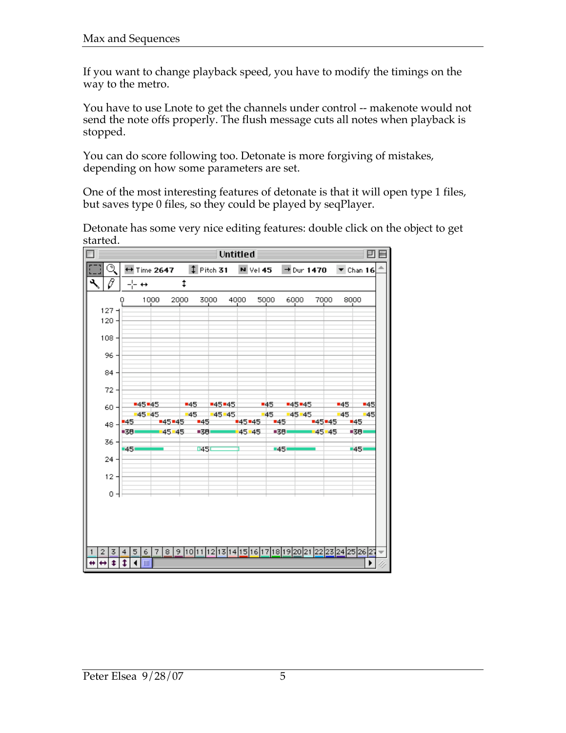If you want to change playback speed, you have to modify the timings on the way to the metro.

You have to use Lnote to get the channels under control -- makenote would not send the note offs properly. The flush message cuts all notes when playback is stopped.

You can do score following too. Detonate is more forgiving of mistakes, depending on how some parameters are set.

One of the most interesting features of detonate is that it will open type 1 files, but saves type 0 files, so they could be played by seqPlayer.

Detonate has some very nice editing features: double click on the object to get started.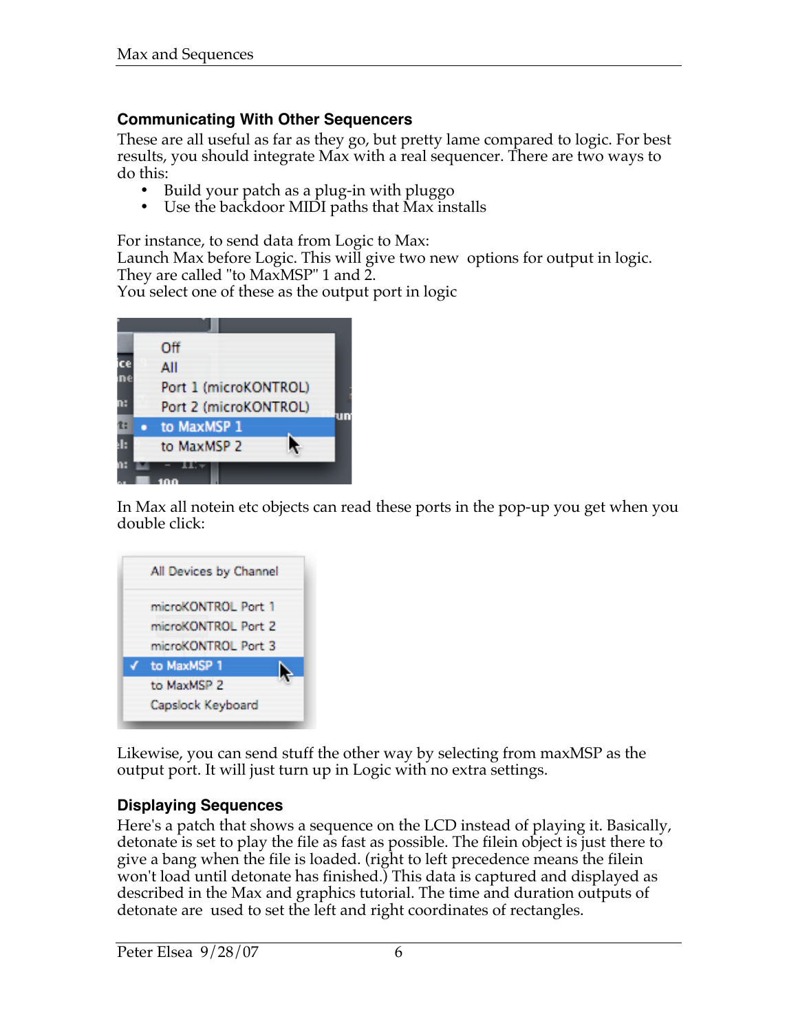## Communicating With Other Sequencers

These are all useful as far as they go, but pretty lame compared to logic. For best results, you should integrate Max with a real sequencer. There are two ways to do this:

- Build your patch as a plug-in with pluggo
- Use the backdoor MIDI paths that Max installs

For instance, to send data from Logic to Max:
Launch Max before Logic. This will give two new options for output in logic. They are called "to MaxMSP" 1 and 2.
You select one of these as the output port in logic

In Max all notein etc objects can read these ports in the pop-up you get when you double click:

Likewise, you can send stuff the other way by selecting from maxMSP as the output port. It will just turn up in Logic with no extra settings.

## Displaying Sequences

Here's a patch that shows a sequence on the LCD instead of playing it. Basically, detonate is set to play the file as fast as possible. The filein object is just there to give a bang when the file is loaded. (right to left precedence means the filein won't load until detonate has finished.) This data is captured and displayed as described in the Max and graphics tutorial. The time and duration outputs of detonate are used to set the left and right coordinates of rectangles.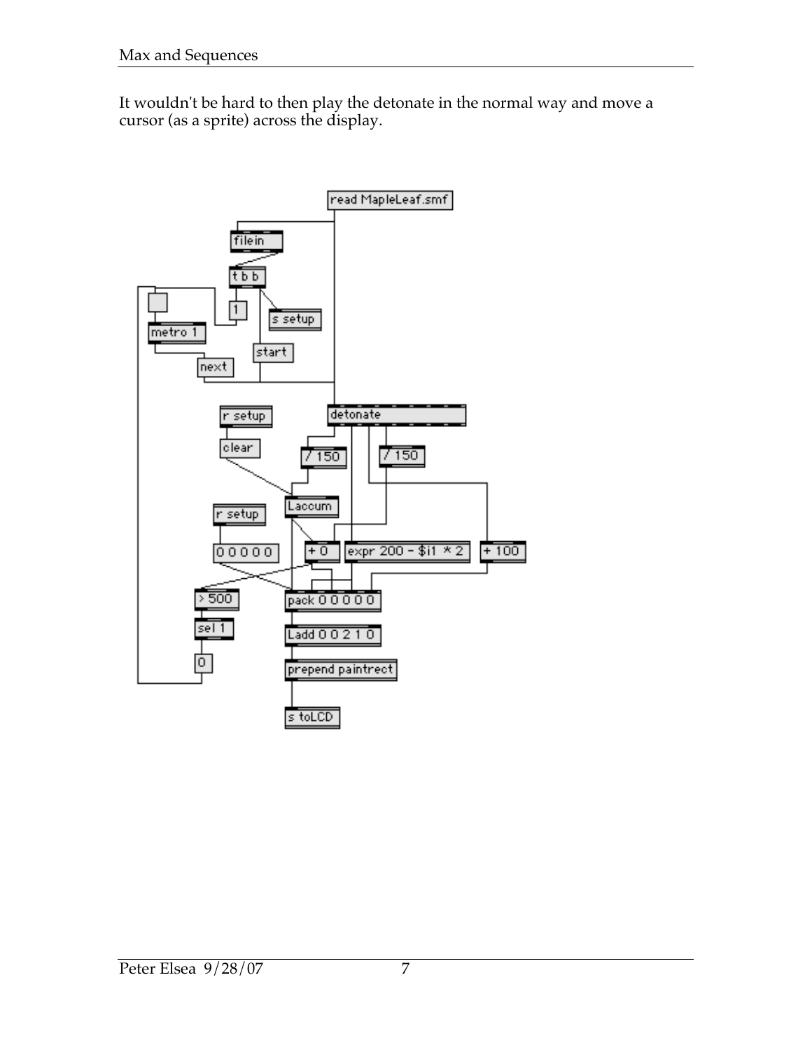It wouldn't be hard to then play the detonate in the normal way and move a cursor (as a sprite) across the display.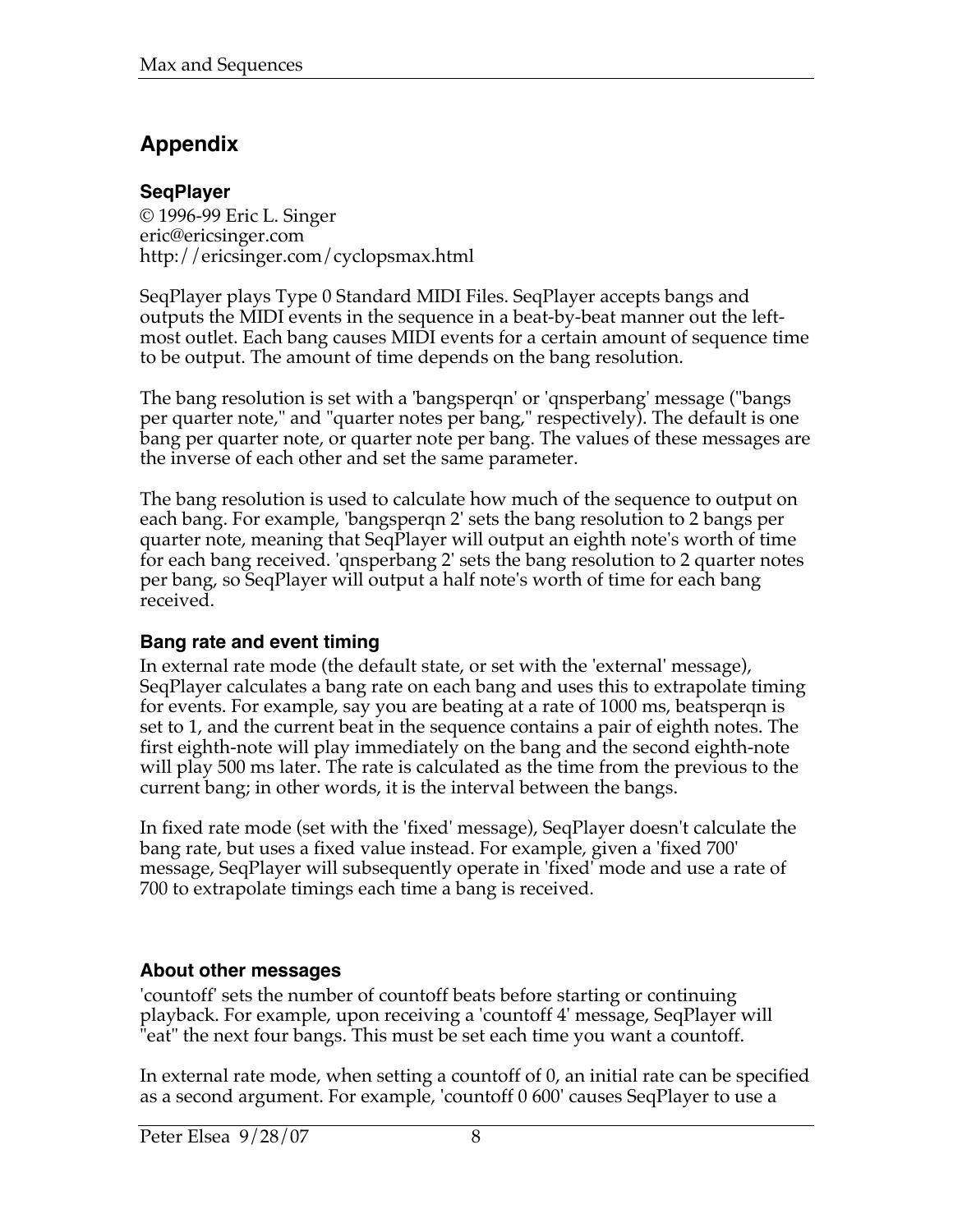## Appendix

### SeqPlayer

© 1996-99 Eric L. Singer
eric@ericsinger.com
http://ericsinger.com/cyclopsmax.html

SeqPlayer plays Type 0 Standard MIDI Files. SeqPlayer accepts bangs and outputs the MIDI events in the sequence in a beat-by-beat manner out the left-most outlet. Each bang causes MIDI events for a certain amount of sequence time to be output. The amount of time depends on the bang resolution.

The bang resolution is set with a 'bangsperqn' or 'qnsperbang' message ("bangs per quarter note," and "quarter notes per bang," respectively). The default is one bang per quarter note, or quarter note per bang. The values of these messages are the inverse of each other and set the same parameter.

The bang resolution is used to calculate how much of the sequence to output on each bang. For example, 'bangsperqn 2' sets the bang resolution to 2 bangs per quarter note, meaning that SeqPlayer will output an eighth note's worth of time for each bang received. 'qnsperbang 2' sets the bang resolution to 2 quarter notes per bang, so SeqPlayer will output a half note's worth of time for each bang received.

### Bang rate and event timing

In external rate mode (the default state, or set with the 'external' message), SeqPlayer calculates a bang rate on each bang and uses this to extrapolate timing for events. For example, say you are beating at a rate of 1000 ms, beatsperqn is set to 1, and the current beat in the sequence contains a pair of eighth notes. The first eighth-note will play immediately on the bang and the second eighth-note will play 500 ms later. The rate is calculated as the time from the previous to the current bang; in other words, it is the interval between the bangs.

In fixed rate mode (set with the 'fixed' message), SeqPlayer doesn't calculate the bang rate, but uses a fixed value instead. For example, given a 'fixed 700' message, SeqPlayer will subsequently operate in 'fixed' mode and use a rate of 700 to extrapolate timings each time a bang is received.

### About other messages

'countoff' sets the number of countoff beats before starting or continuing playback. For example, upon receiving a 'countoff 4' message, SeqPlayer will "eat" the next four bangs. This must be set each time you want a countoff.

In external rate mode, when setting a countoff of 0, an initial rate can be specified as a second argument. For example, 'countoff 0 600' causes SeqPlayer to use a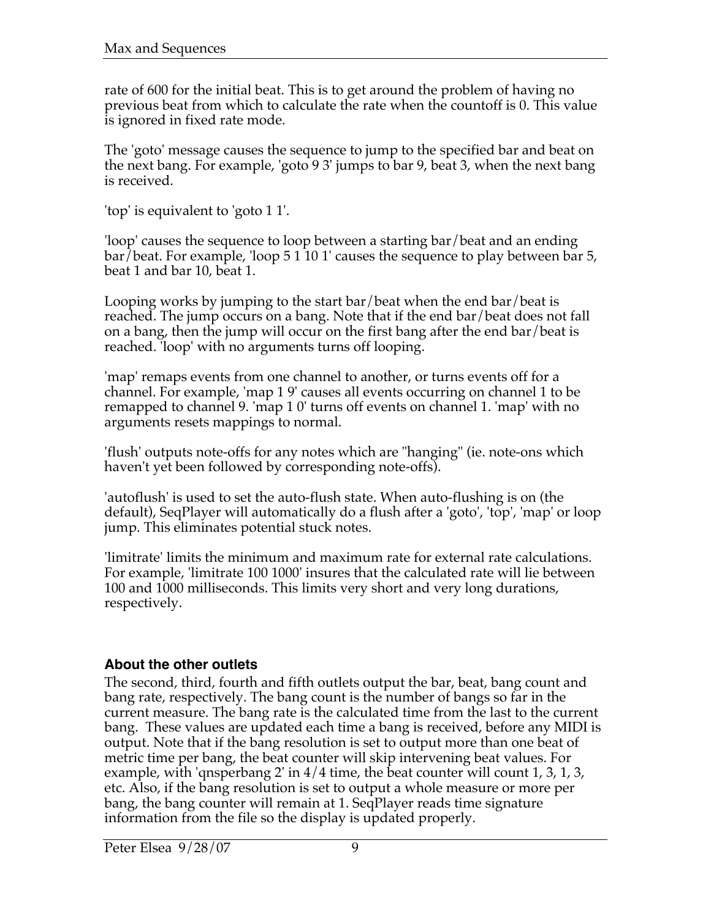rate of 600 for the initial beat. This is to get around the problem of having no previous beat from which to calculate the rate when the countoff is 0. This value is ignored in fixed rate mode.

The 'goto' message causes the sequence to jump to the specified bar and beat on the next bang. For example, 'goto 9 3' jumps to bar 9, beat 3, when the next bang is received.

'top' is equivalent to 'goto 1 1'.

'loop' causes the sequence to loop between a starting bar/beat and an ending bar/beat. For example, 'loop 5 1 10 1' causes the sequence to play between bar 5, beat 1 and bar 10, beat 1.

Looping works by jumping to the start bar/beat when the end bar/beat is reached. The jump occurs on a bang. Note that if the end bar/beat does not fall on a bang, then the jump will occur on the first bang after the end bar/beat is reached. 'loop' with no arguments turns off looping.

'map' remaps events from one channel to another, or turns events off for a channel. For example, 'map 1 9' causes all events occurring on channel 1 to be remapped to channel 9. 'map 1 0' turns off events on channel 1. 'map' with no arguments resets mappings to normal.

'flush' outputs note-offs for any notes which are "hanging" (ie. note-ons which haven't yet been followed by corresponding note-offs).

'autoflush' is used to set the auto-flush state. When auto-flushing is on (the default), SeqPlayer will automatically do a flush after a 'goto', 'top', 'map' or loop jump. This eliminates potential stuck notes.

'limitrate' limits the minimum and maximum rate for external rate calculations. For example, 'limitrate 100 1000' insures that the calculated rate will lie between 100 and 1000 milliseconds. This limits very short and very long durations, respectively.

### About the other outlets

The second, third, fourth and fifth outlets output the bar, beat, bang count and bang rate, respectively. The bang count is the number of bangs so far in the current measure. The bang rate is the calculated time from the last to the current bang. These values are updated each time a bang is received, before any MIDI is output. Note that if the bang resolution is set to output more than one beat of metric time per bang, the beat counter will skip intervening beat values. For example, with 'qnsperbang 2' in 4/4 time, the beat counter will count 1, 3, 1, 3, etc. Also, if the bang resolution is set to output a whole measure or more per bang, the bang counter will remain at 1. SeqPlayer reads time signature information from the file so the display is updated properly.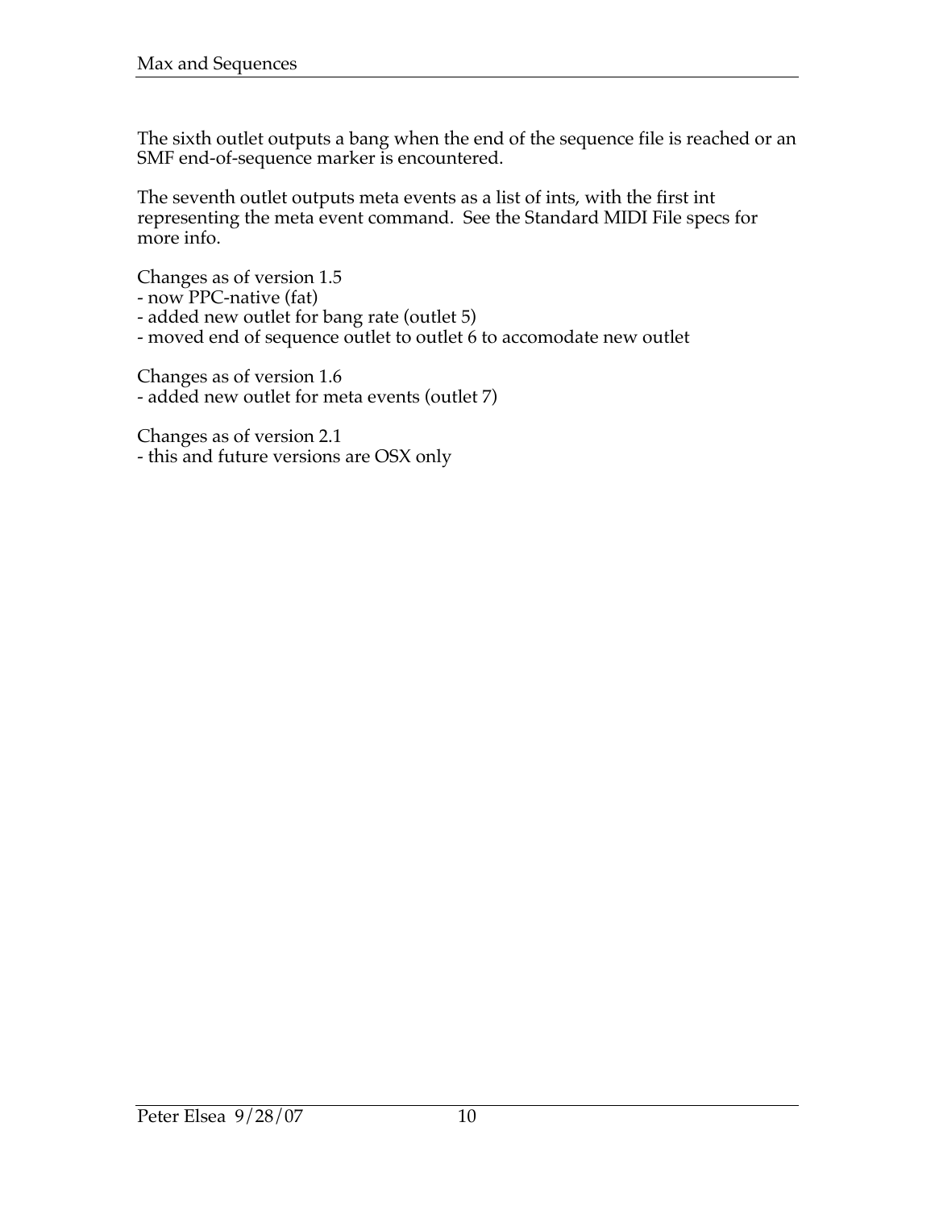The sixth outlet outputs a bang when the end of the sequence file is reached or an SMF end-of-sequence marker is encountered.

The seventh outlet outputs meta events as a list of ints, with the first int representing the meta event command. See the Standard MIDI File specs for more info.

Changes as of version 1.5
- now PPC-native (fat)
- added new outlet for bang rate (outlet 5)
- moved end of sequence outlet to outlet 6 to accomodate new outlet

Changes as of version 1.6
- added new outlet for meta events (outlet 7)

Changes as of version 2.1
- this and future versions are OSX only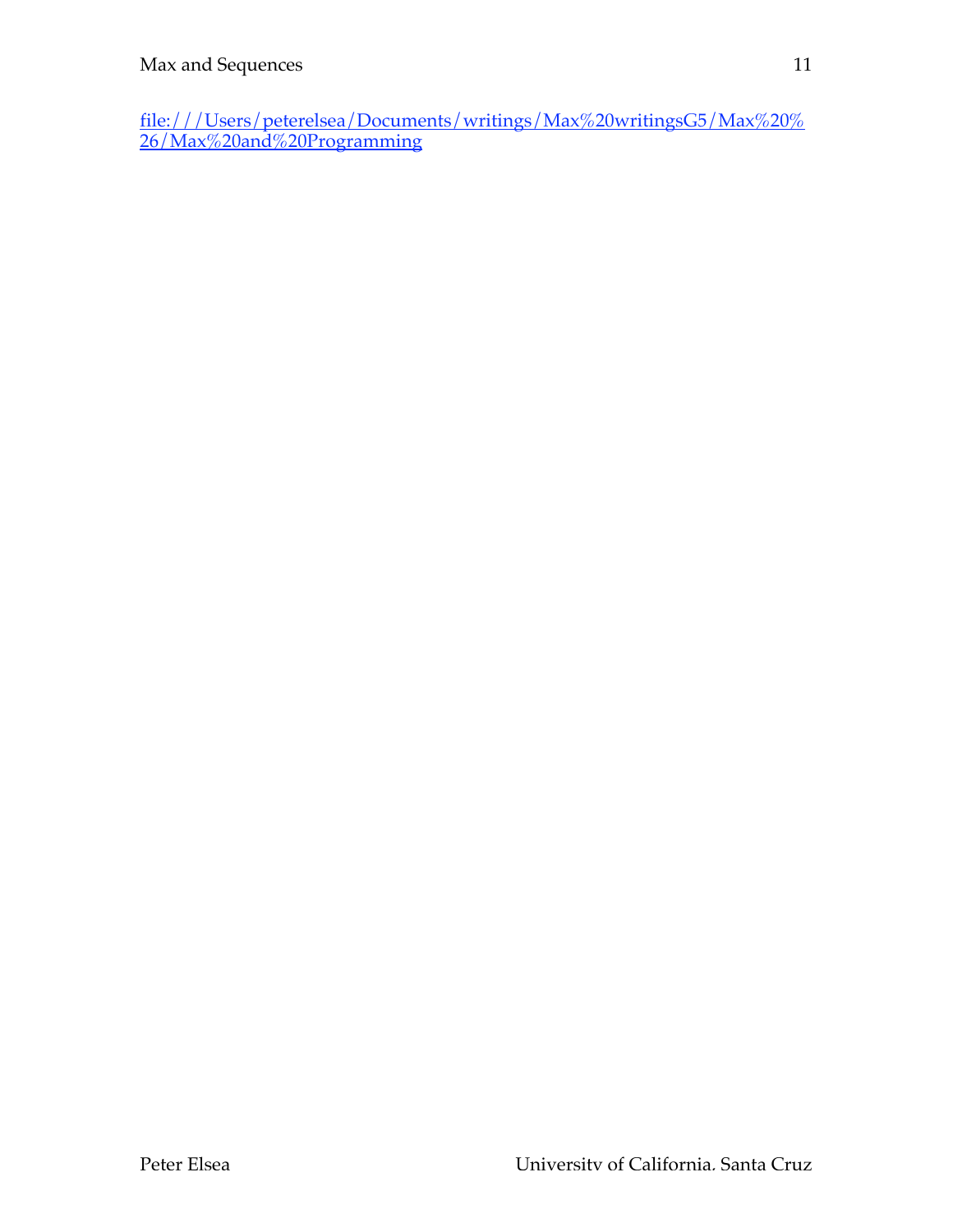[file:///Users/peterelsea/Documents/writings/Max%20writingsG5/Max%20%26/Max%20and%20Programming](file:///Users/peterelsea/Documents/writings/Max%20writingsG5/Max%20%26/Max%20and%20Programming)